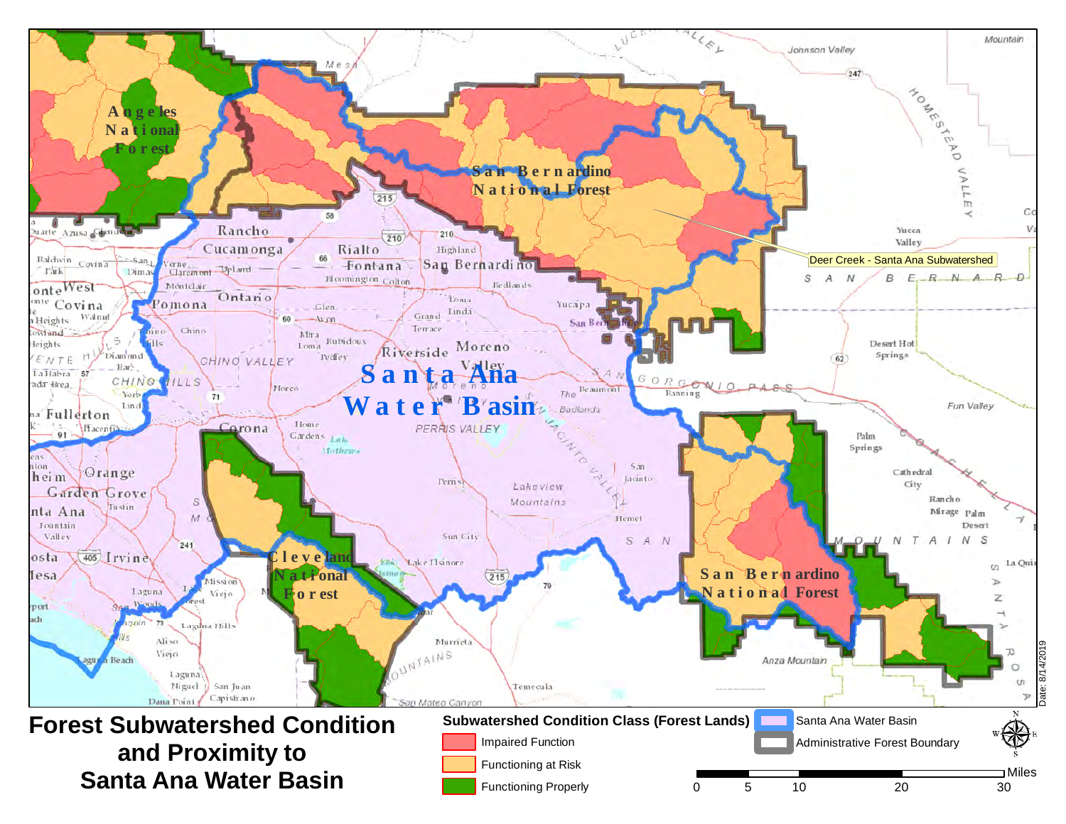# Forest Subwatershed Condition and Proximity to Santa Ana Water Basin

**Subwatershed Condition Class (Forest Lands)**

- Impaired Function
- Functioning at Risk
- Functioning Properly
- Santa Ana Water Basin
- Administrative Forest Boundary

Deer Creek - Santa Ana Subwatershed

Angeles National Forest

San Bernardino National Forest

Cleveland National Forest

Santa Ana Water Basin

Miles: 0, 5, 10, 20, 30

Date: 8/14/2019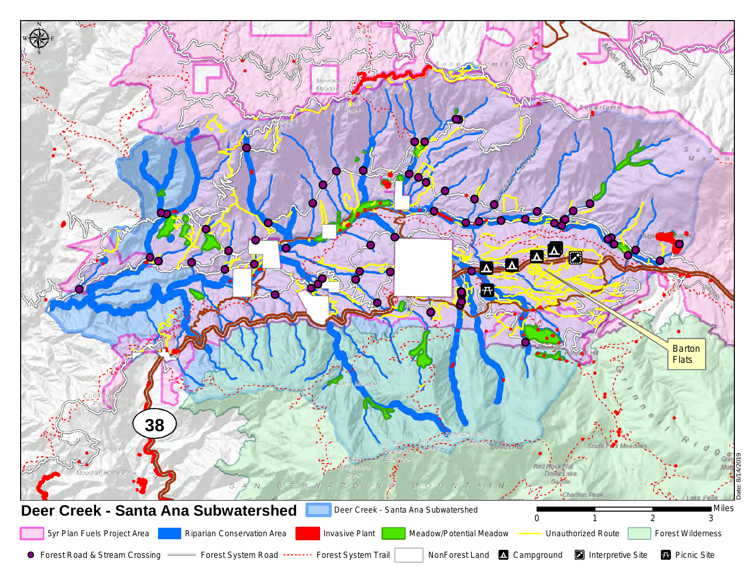# Deer Creek - Santa Ana Subwatershed

Deer Creek - Santa Ana Subwatershed

5yr Plan Fuels Project Area | Riparian Conservation Area | Invasive Plant | Meadow/Potential Meadow | Unauthorized Route | Forest Wilderness

Forest Road & Stream Crossing | Forest System Road | Forest System Trail | NonForest Land | Campground | Interpretive Site | Picnic Site

Miles: 0, 1, 2, 3

Barton Flats

38

Date: 8/14/2019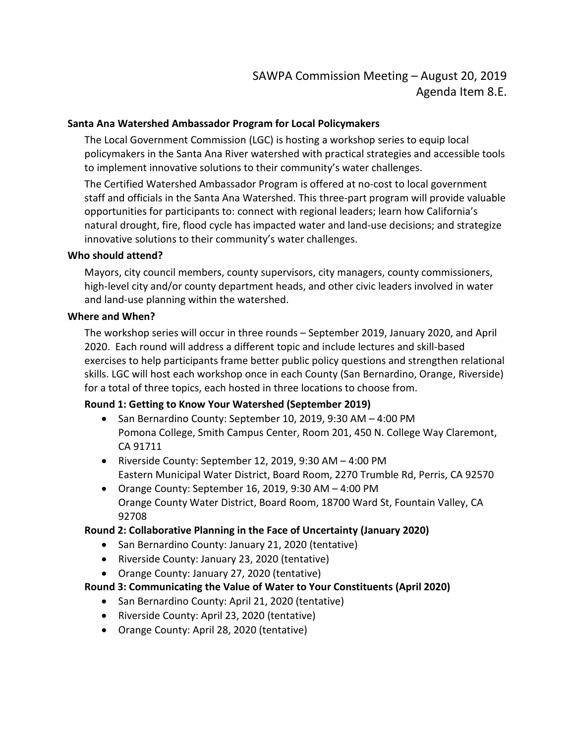SAWPA Commission Meeting – August 20, 2019
Agenda Item 8.E.

**Santa Ana Watershed Ambassador Program for Local Policymakers**

The Local Government Commission (LGC) is hosting a workshop series to equip local policymakers in the Santa Ana River watershed with practical strategies and accessible tools to implement innovative solutions to their community's water challenges.

The Certified Watershed Ambassador Program is offered at no-cost to local government staff and officials in the Santa Ana Watershed. This three-part program will provide valuable opportunities for participants to: connect with regional leaders; learn how California's natural drought, fire, flood cycle has impacted water and land-use decisions; and strategize innovative solutions to their community's water challenges.

**Who should attend?**

Mayors, city council members, county supervisors, city managers, county commissioners, high-level city and/or county department heads, and other civic leaders involved in water and land-use planning within the watershed.

**Where and When?**

The workshop series will occur in three rounds – September 2019, January 2020, and April 2020. Each round will address a different topic and include lectures and skill-based exercises to help participants frame better public policy questions and strengthen relational skills. LGC will host each workshop once in each County (San Bernardino, Orange, Riverside) for a total of three topics, each hosted in three locations to choose from.

**Round 1: Getting to Know Your Watershed (September 2019)**

- San Bernardino County: September 10, 2019, 9:30 AM – 4:00 PM
  Pomona College, Smith Campus Center, Room 201, 450 N. College Way Claremont, CA 91711
- Riverside County: September 12, 2019, 9:30 AM – 4:00 PM
  Eastern Municipal Water District, Board Room, 2270 Trumble Rd, Perris, CA 92570
- Orange County: September 16, 2019, 9:30 AM – 4:00 PM
  Orange County Water District, Board Room, 18700 Ward St, Fountain Valley, CA 92708

**Round 2: Collaborative Planning in the Face of Uncertainty (January 2020)**

- San Bernardino County: January 21, 2020 (tentative)
- Riverside County: January 23, 2020 (tentative)
- Orange County: January 27, 2020 (tentative)

**Round 3: Communicating the Value of Water to Your Constituents (April 2020)**

- San Bernardino County: April 21, 2020 (tentative)
- Riverside County: April 23, 2020 (tentative)
- Orange County: April 28, 2020 (tentative)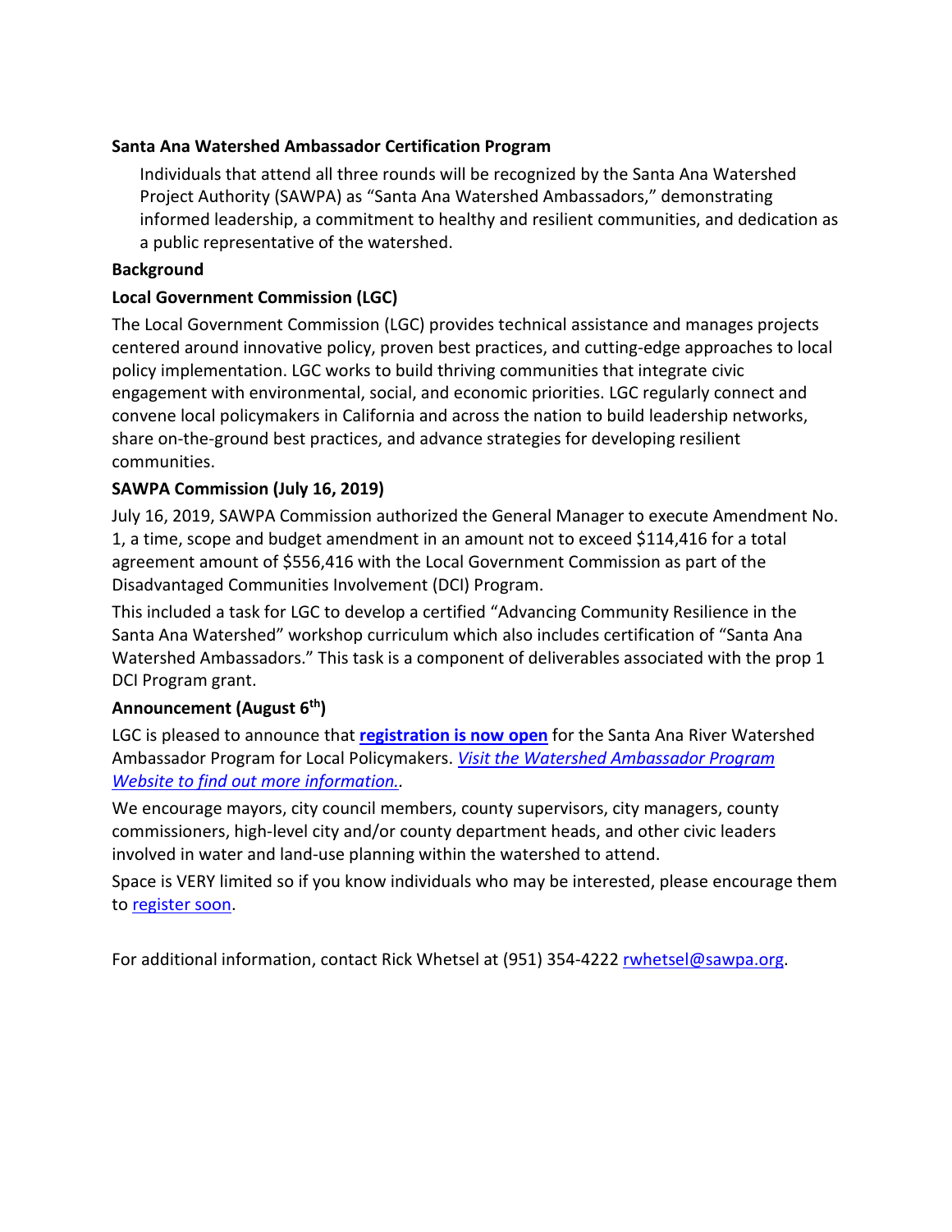**Santa Ana Watershed Ambassador Certification Program**

Individuals that attend all three rounds will be recognized by the Santa Ana Watershed Project Authority (SAWPA) as "Santa Ana Watershed Ambassadors," demonstrating informed leadership, a commitment to healthy and resilient communities, and dedication as a public representative of the watershed.

**Background**

**Local Government Commission (LGC)**

The Local Government Commission (LGC) provides technical assistance and manages projects centered around innovative policy, proven best practices, and cutting-edge approaches to local policy implementation. LGC works to build thriving communities that integrate civic engagement with environmental, social, and economic priorities. LGC regularly connect and convene local policymakers in California and across the nation to build leadership networks, share on-the-ground best practices, and advance strategies for developing resilient communities.

**SAWPA Commission (July 16, 2019)**

July 16, 2019, SAWPA Commission authorized the General Manager to execute Amendment No. 1, a time, scope and budget amendment in an amount not to exceed $114,416 for a total agreement amount of $556,416 with the Local Government Commission as part of the Disadvantaged Communities Involvement (DCI) Program.

This included a task for LGC to develop a certified "Advancing Community Resilience in the Santa Ana Watershed" workshop curriculum which also includes certification of "Santa Ana Watershed Ambassadors." This task is a component of deliverables associated with the prop 1 DCI Program grant.

**Announcement (August 6th)**

LGC is pleased to announce that **registration is now open** for the Santa Ana River Watershed Ambassador Program for Local Policymakers. *Visit the Watershed Ambassador Program Website to find out more information.*.

We encourage mayors, city council members, county supervisors, city managers, county commissioners, high-level city and/or county department heads, and other civic leaders involved in water and land-use planning within the watershed to attend.

Space is VERY limited so if you know individuals who may be interested, please encourage them to register soon.

For additional information, contact Rick Whetsel at (951) 354-4222 rwhetsel@sawpa.org.